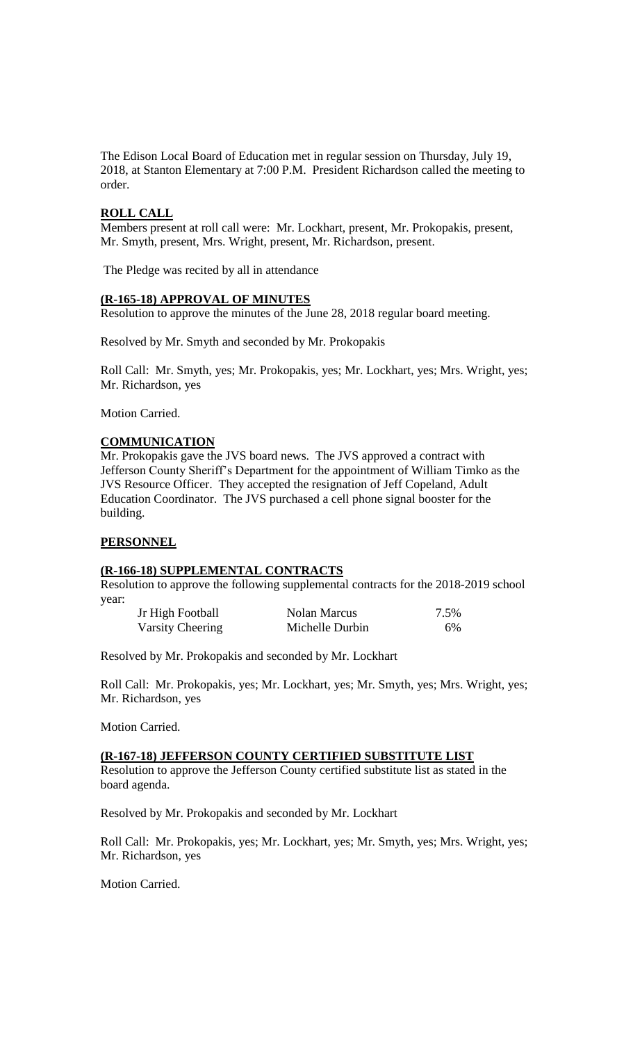The Edison Local Board of Education met in regular session on Thursday, July 19, 2018, at Stanton Elementary at 7:00 P.M. President Richardson called the meeting to order.

**ROLL CALL**

Members present at roll call were: Mr. Lockhart, present, Mr. Prokopakis, present, Mr. Smyth, present, Mrs. Wright, present, Mr. Richardson, present.

The Pledge was recited by all in attendance

**(R-165-18) APPROVAL OF MINUTES**

Resolution to approve the minutes of the June 28, 2018 regular board meeting.

Resolved by Mr. Smyth and seconded by Mr. Prokopakis

Roll Call: Mr. Smyth, yes; Mr. Prokopakis, yes; Mr. Lockhart, yes; Mrs. Wright, yes; Mr. Richardson, yes

Motion Carried.

**COMMUNICATION**

Mr. Prokopakis gave the JVS board news. The JVS approved a contract with Jefferson County Sheriff's Department for the appointment of William Timko as the JVS Resource Officer. They accepted the resignation of Jeff Copeland, Adult Education Coordinator. The JVS purchased a cell phone signal booster for the building.

**PERSONNEL**

**(R-166-18) SUPPLEMENTAL CONTRACTS**

Resolution to approve the following supplemental contracts for the 2018-2019 school year:

| | | |
|---|---|---|
| Jr High Football | Nolan Marcus | 7.5% |
| Varsity Cheering | Michelle Durbin | 6% |

Resolved by Mr. Prokopakis and seconded by Mr. Lockhart

Roll Call: Mr. Prokopakis, yes; Mr. Lockhart, yes; Mr. Smyth, yes; Mrs. Wright, yes; Mr. Richardson, yes

Motion Carried.

**(R-167-18) JEFFERSON COUNTY CERTIFIED SUBSTITUTE LIST**

Resolution to approve the Jefferson County certified substitute list as stated in the board agenda.

Resolved by Mr. Prokopakis and seconded by Mr. Lockhart

Roll Call: Mr. Prokopakis, yes; Mr. Lockhart, yes; Mr. Smyth, yes; Mrs. Wright, yes; Mr. Richardson, yes

Motion Carried.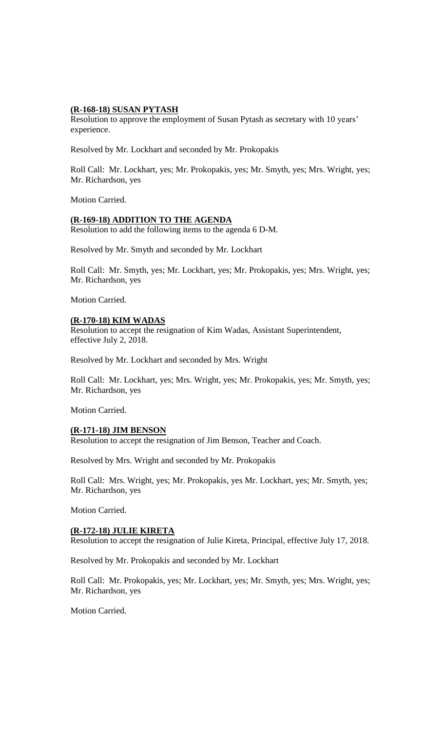**(R-168-18) SUSAN PYTASH**

Resolution to approve the employment of Susan Pytash as secretary with 10 years' experience.

Resolved by Mr. Lockhart and seconded by Mr. Prokopakis

Roll Call: Mr. Lockhart, yes; Mr. Prokopakis, yes; Mr. Smyth, yes; Mrs. Wright, yes; Mr. Richardson, yes

Motion Carried.

**(R-169-18) ADDITION TO THE AGENDA**

Resolution to add the following items to the agenda 6 D-M.

Resolved by Mr. Smyth and seconded by Mr. Lockhart

Roll Call: Mr. Smyth, yes; Mr. Lockhart, yes; Mr. Prokopakis, yes; Mrs. Wright, yes; Mr. Richardson, yes

Motion Carried.

**(R-170-18) KIM WADAS**

Resolution to accept the resignation of Kim Wadas, Assistant Superintendent, effective July 2, 2018.

Resolved by Mr. Lockhart and seconded by Mrs. Wright

Roll Call: Mr. Lockhart, yes; Mrs. Wright, yes; Mr. Prokopakis, yes; Mr. Smyth, yes; Mr. Richardson, yes

Motion Carried.

**(R-171-18) JIM BENSON**

Resolution to accept the resignation of Jim Benson, Teacher and Coach.

Resolved by Mrs. Wright and seconded by Mr. Prokopakis

Roll Call: Mrs. Wright, yes; Mr. Prokopakis, yes Mr. Lockhart, yes; Mr. Smyth, yes; Mr. Richardson, yes

Motion Carried.

**(R-172-18) JULIE KIRETA**

Resolution to accept the resignation of Julie Kireta, Principal, effective July 17, 2018.

Resolved by Mr. Prokopakis and seconded by Mr. Lockhart

Roll Call: Mr. Prokopakis, yes; Mr. Lockhart, yes; Mr. Smyth, yes; Mrs. Wright, yes; Mr. Richardson, yes

Motion Carried.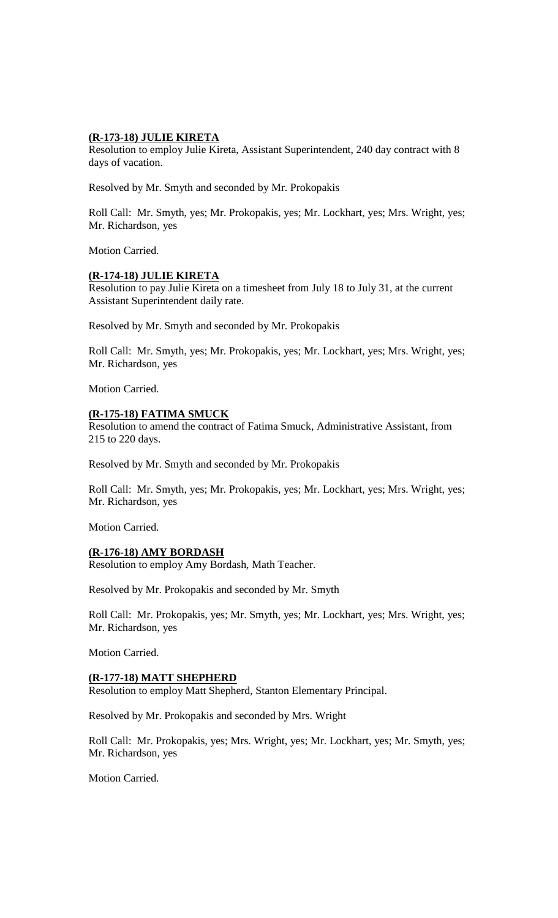**(R-173-18) JULIE KIRETA**

Resolution to employ Julie Kireta, Assistant Superintendent, 240 day contract with 8 days of vacation.

Resolved by Mr. Smyth and seconded by Mr. Prokopakis

Roll Call: Mr. Smyth, yes; Mr. Prokopakis, yes; Mr. Lockhart, yes; Mrs. Wright, yes; Mr. Richardson, yes

Motion Carried.

**(R-174-18) JULIE KIRETA**

Resolution to pay Julie Kireta on a timesheet from July 18 to July 31, at the current Assistant Superintendent daily rate.

Resolved by Mr. Smyth and seconded by Mr. Prokopakis

Roll Call: Mr. Smyth, yes; Mr. Prokopakis, yes; Mr. Lockhart, yes; Mrs. Wright, yes; Mr. Richardson, yes

Motion Carried.

**(R-175-18) FATIMA SMUCK**

Resolution to amend the contract of Fatima Smuck, Administrative Assistant, from 215 to 220 days.

Resolved by Mr. Smyth and seconded by Mr. Prokopakis

Roll Call: Mr. Smyth, yes; Mr. Prokopakis, yes; Mr. Lockhart, yes; Mrs. Wright, yes; Mr. Richardson, yes

Motion Carried.

**(R-176-18) AMY BORDASH**

Resolution to employ Amy Bordash, Math Teacher.

Resolved by Mr. Prokopakis and seconded by Mr. Smyth

Roll Call: Mr. Prokopakis, yes; Mr. Smyth, yes; Mr. Lockhart, yes; Mrs. Wright, yes; Mr. Richardson, yes

Motion Carried.

**(R-177-18) MATT SHEPHERD**

Resolution to employ Matt Shepherd, Stanton Elementary Principal.

Resolved by Mr. Prokopakis and seconded by Mrs. Wright

Roll Call: Mr. Prokopakis, yes; Mrs. Wright, yes; Mr. Lockhart, yes; Mr. Smyth, yes; Mr. Richardson, yes

Motion Carried.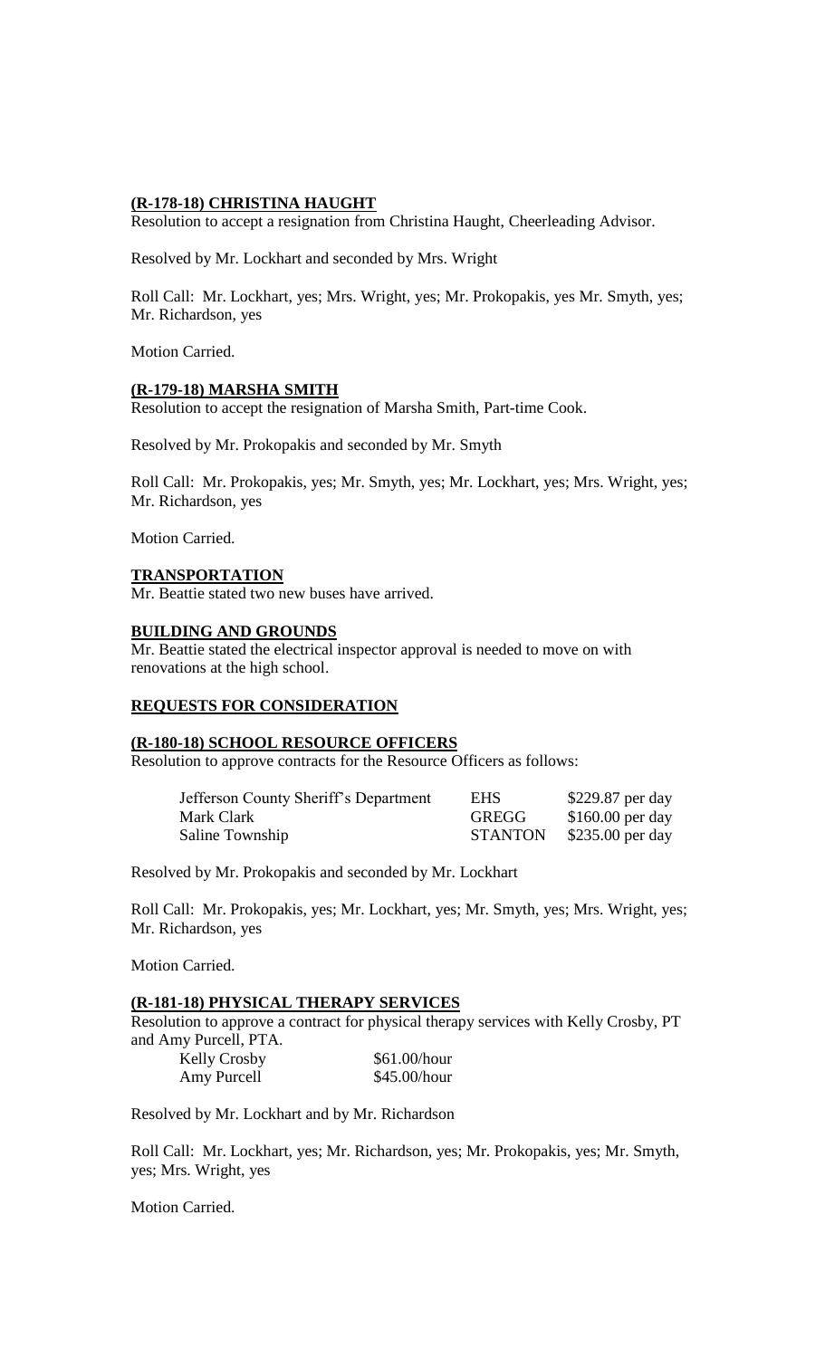**(R-178-18) CHRISTINA HAUGHT**

Resolution to accept a resignation from Christina Haught, Cheerleading Advisor.

Resolved by Mr. Lockhart and seconded by Mrs. Wright

Roll Call: Mr. Lockhart, yes; Mrs. Wright, yes; Mr. Prokopakis, yes Mr. Smyth, yes; Mr. Richardson, yes

Motion Carried.

**(R-179-18) MARSHA SMITH**

Resolution to accept the resignation of Marsha Smith, Part-time Cook.

Resolved by Mr. Prokopakis and seconded by Mr. Smyth

Roll Call: Mr. Prokopakis, yes; Mr. Smyth, yes; Mr. Lockhart, yes; Mrs. Wright, yes; Mr. Richardson, yes

Motion Carried.

**TRANSPORTATION**

Mr. Beattie stated two new buses have arrived.

**BUILDING AND GROUNDS**

Mr. Beattie stated the electrical inspector approval is needed to move on with renovations at the high school.

**REQUESTS FOR CONSIDERATION**

**(R-180-18) SCHOOL RESOURCE OFFICERS**

Resolution to approve contracts for the Resource Officers as follows:

| | | |
|---|---|---|
| Jefferson County Sheriff's Department | EHS | $229.87 per day |
| Mark Clark | GREGG | $160.00 per day |
| Saline Township | STANTON | $235.00 per day |

Resolved by Mr. Prokopakis and seconded by Mr. Lockhart

Roll Call: Mr. Prokopakis, yes; Mr. Lockhart, yes; Mr. Smyth, yes; Mrs. Wright, yes; Mr. Richardson, yes

Motion Carried.

**(R-181-18) PHYSICAL THERAPY SERVICES**

Resolution to approve a contract for physical therapy services with Kelly Crosby, PT and Amy Purcell, PTA.

| | |
|---|---|
| Kelly Crosby | $61.00/hour |
| Amy Purcell | $45.00/hour |

Resolved by Mr. Lockhart and by Mr. Richardson

Roll Call: Mr. Lockhart, yes; Mr. Richardson, yes; Mr. Prokopakis, yes; Mr. Smyth, yes; Mrs. Wright, yes

Motion Carried.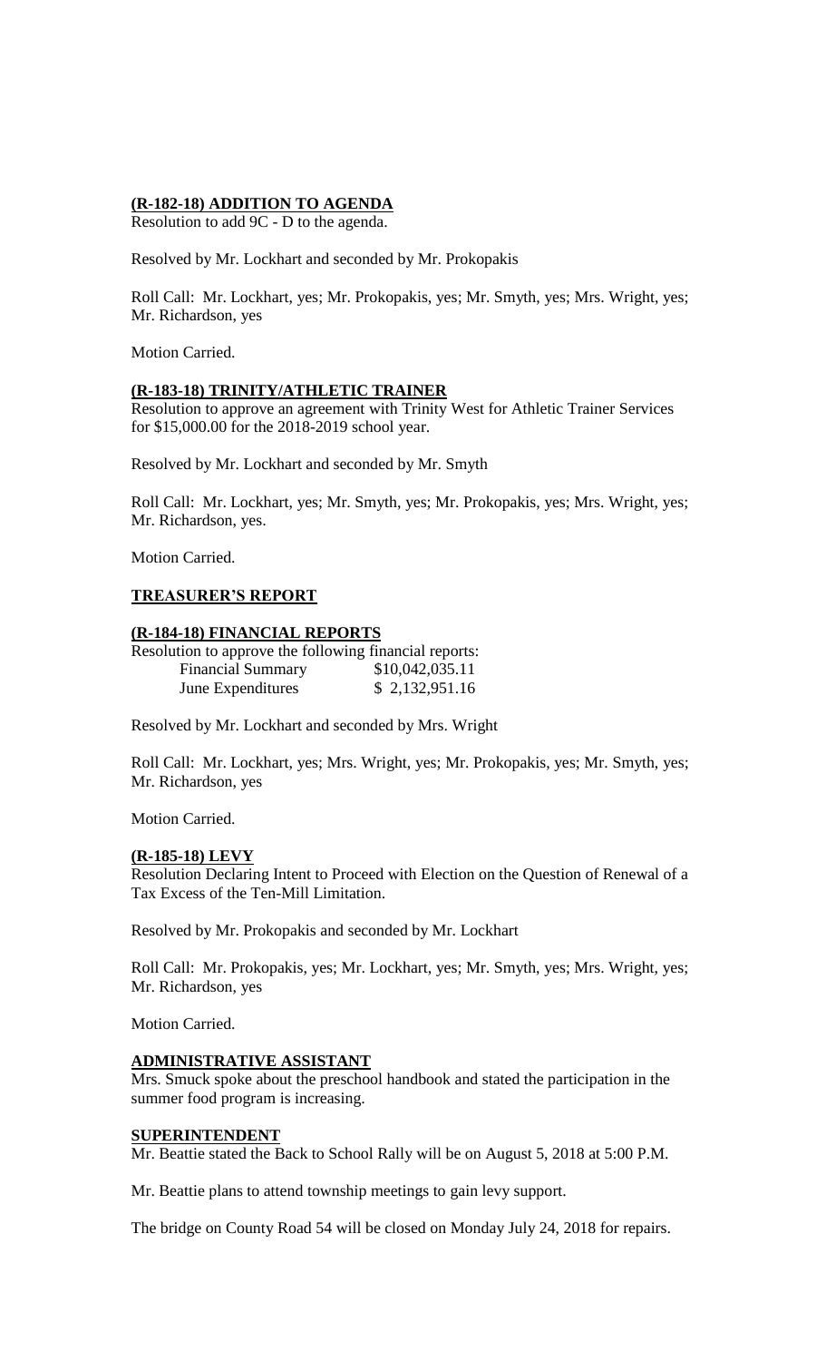**(R-182-18) ADDITION TO AGENDA**

Resolution to add 9C - D to the agenda.

Resolved by Mr. Lockhart and seconded by Mr. Prokopakis

Roll Call: Mr. Lockhart, yes; Mr. Prokopakis, yes; Mr. Smyth, yes; Mrs. Wright, yes; Mr. Richardson, yes

Motion Carried.

**(R-183-18) TRINITY/ATHLETIC TRAINER**

Resolution to approve an agreement with Trinity West for Athletic Trainer Services for $15,000.00 for the 2018-2019 school year.

Resolved by Mr. Lockhart and seconded by Mr. Smyth

Roll Call: Mr. Lockhart, yes; Mr. Smyth, yes; Mr. Prokopakis, yes; Mrs. Wright, yes; Mr. Richardson, yes.

Motion Carried.

**TREASURER'S REPORT**

**(R-184-18) FINANCIAL REPORTS**

Resolution to approve the following financial reports:

| | |
|---|---|
| Financial Summary | $10,042,035.11 |
| June Expenditures | $ 2,132,951.16 |

Resolved by Mr. Lockhart and seconded by Mrs. Wright

Roll Call: Mr. Lockhart, yes; Mrs. Wright, yes; Mr. Prokopakis, yes; Mr. Smyth, yes; Mr. Richardson, yes

Motion Carried.

**(R-185-18) LEVY**

Resolution Declaring Intent to Proceed with Election on the Question of Renewal of a Tax Excess of the Ten-Mill Limitation.

Resolved by Mr. Prokopakis and seconded by Mr. Lockhart

Roll Call: Mr. Prokopakis, yes; Mr. Lockhart, yes; Mr. Smyth, yes; Mrs. Wright, yes; Mr. Richardson, yes

Motion Carried.

**ADMINISTRATIVE ASSISTANT**

Mrs. Smuck spoke about the preschool handbook and stated the participation in the summer food program is increasing.

**SUPERINTENDENT**

Mr. Beattie stated the Back to School Rally will be on August 5, 2018 at 5:00 P.M.

Mr. Beattie plans to attend township meetings to gain levy support.

The bridge on County Road 54 will be closed on Monday July 24, 2018 for repairs.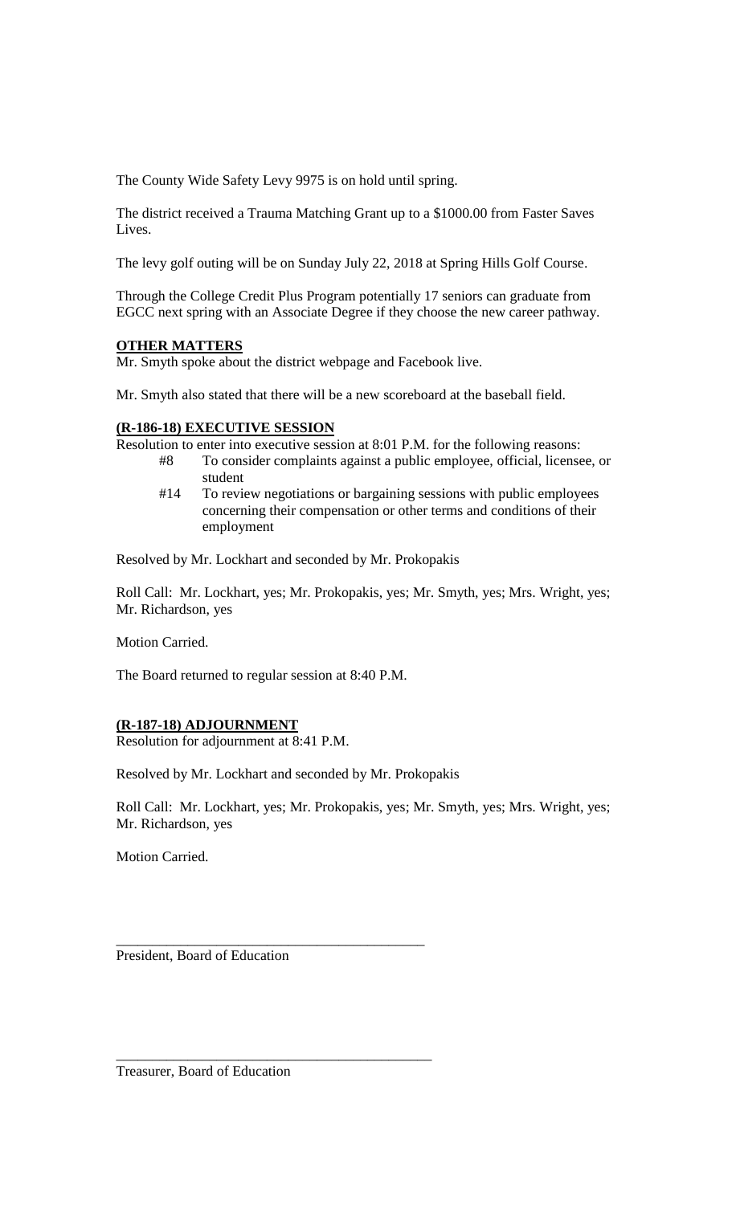The County Wide Safety Levy 9975 is on hold until spring.

The district received a Trauma Matching Grant up to a $1000.00 from Faster Saves Lives.

The levy golf outing will be on Sunday July 22, 2018 at Spring Hills Golf Course.

Through the College Credit Plus Program potentially 17 seniors can graduate from EGCC next spring with an Associate Degree if they choose the new career pathway.

**OTHER MATTERS**

Mr. Smyth spoke about the district webpage and Facebook live.

Mr. Smyth also stated that there will be a new scoreboard at the baseball field.

**(R-186-18) EXECUTIVE SESSION**

Resolution to enter into executive session at 8:01 P.M. for the following reasons:

- #8 To consider complaints against a public employee, official, licensee, or student
- #14 To review negotiations or bargaining sessions with public employees concerning their compensation or other terms and conditions of their employment

Resolved by Mr. Lockhart and seconded by Mr. Prokopakis

Roll Call: Mr. Lockhart, yes; Mr. Prokopakis, yes; Mr. Smyth, yes; Mrs. Wright, yes; Mr. Richardson, yes

Motion Carried.

The Board returned to regular session at 8:40 P.M.

**(R-187-18) ADJOURNMENT**

Resolution for adjournment at 8:41 P.M.

Resolved by Mr. Lockhart and seconded by Mr. Prokopakis

Roll Call: Mr. Lockhart, yes; Mr. Prokopakis, yes; Mr. Smyth, yes; Mrs. Wright, yes; Mr. Richardson, yes

Motion Carried.

\_\_\_\_\_\_\_\_\_\_\_\_\_\_\_\_\_\_\_\_\_\_\_\_\_\_\_\_\_\_\_\_\_\_\_\_\_\_\_\_\_\_\_\_

President, Board of Education

\_\_\_\_\_\_\_\_\_\_\_\_\_\_\_\_\_\_\_\_\_\_\_\_\_\_\_\_\_\_\_\_\_\_\_\_\_\_\_\_\_\_\_\_

Treasurer, Board of Education